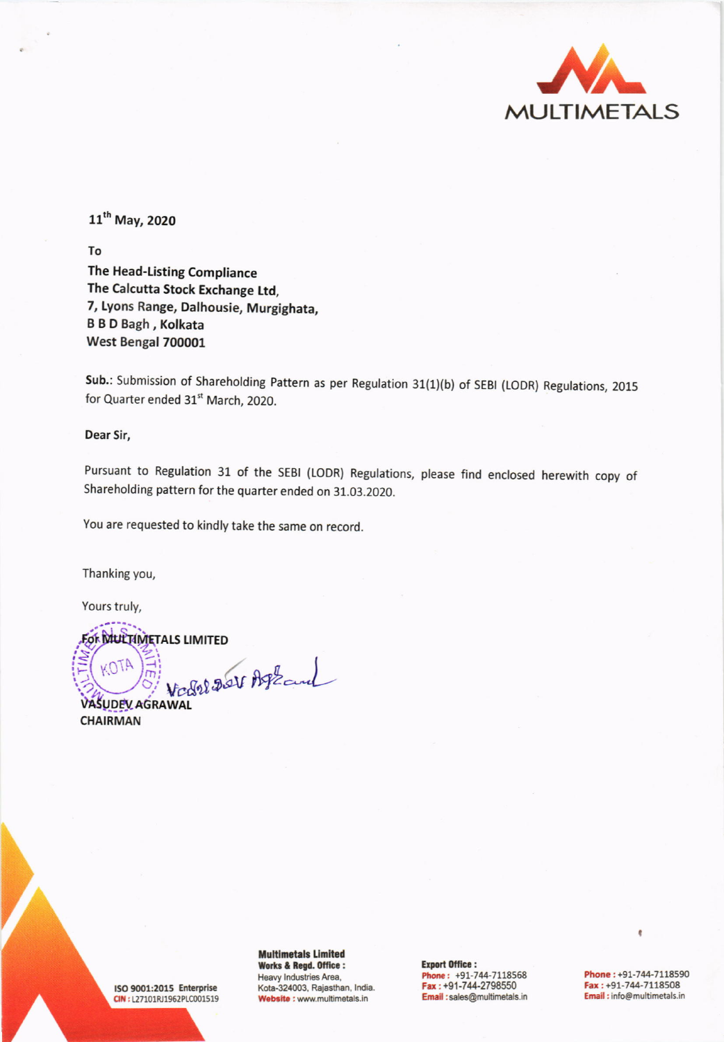MULTIMETALS

11th May, 2020

To

**The Head-Listing Compliance**
**The Calcutta Stock Exchange Ltd,**
**7, Lyons Range, Dalhousie, Murgighata,**
**B B D Bagh , Kolkata**
**West Bengal 700001**

**Sub.:** Submission of Shareholding Pattern as per Regulation 31(1)(b) of SEBI (LODR) Regulations, 2015 for Quarter ended 31st March, 2020.

**Dear Sir,**

Pursuant to Regulation 31 of the SEBI (LODR) Regulations, please find enclosed herewith copy of Shareholding pattern for the quarter ended on 31.03.2020.

You are requested to kindly take the same on record.

Thanking you,

Yours truly,

**For MULTIMETALS LIMITED**

**VASUDEV AGRAWAL**
**CHAIRMAN**

ISO 9001:2015 Enterprise
CIN : L27101RJ1962PLC001519

**Multimetals Limited**
**Works & Regd. Office :**
Heavy Industries Area,
Kota-324003, Rajasthan, India.
**Website :** www.multimetals.in

**Export Office :**
**Phone :** +91-744-7118568
**Fax :** +91-744-2798550
**Email :** sales@multimetals.in

**Phone :** +91-744-7118590
**Fax :** +91-744-7118508
**Email :** info@multimetals.in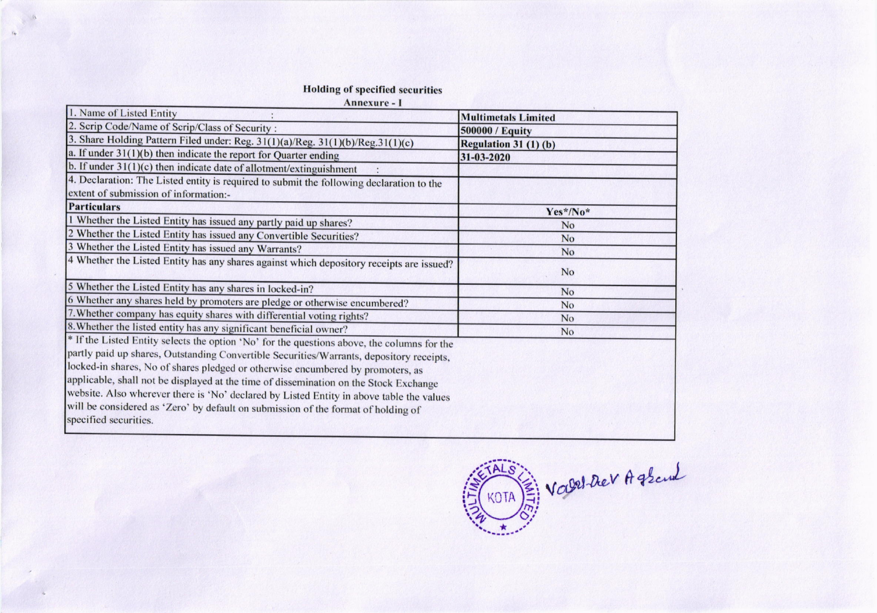## Holding of specified securities

**Annexure - I**

| | |
|---|---|
| 1. Name of Listed Entity : | **Multimetals Limited** |
| 2. Scrip Code/Name of Scrip/Class of Security : | **500000 / Equity** |
| 3. Share Holding Pattern Filed under: Reg. 31(1)(a)/Reg. 31(1)(b)/Reg.31(1)(c) | **Regulation 31 (1) (b)** |
| a. If under 31(1)(b) then indicate the report for Quarter ending | **31-03-2020** |
| b. If under 31(1)(c) then indicate date of allotment/extinguishment : | |
| 4. Declaration: The Listed entity is required to submit the following declaration to the extent of submission of information:- | |
| **Particulars** | **Yes*/No*** |
| 1 Whether the Listed Entity has issued any partly paid up shares? | No |
| 2 Whether the Listed Entity has issued any Convertible Securities? | No |
| 3 Whether the Listed Entity has issued any Warrants? | No |
| 4 Whether the Listed Entity has any shares against which depository receipts are issued? | No |
| 5 Whether the Listed Entity has any shares in locked-in? | No |
| 6 Whether any shares held by promoters are pledge or otherwise encumbered? | No |
| 7.Whether company has equity shares with differential voting rights? | No |
| 8.Whether the listed entity has any significant beneficial owner? | No |
| * If the Listed Entity selects the option 'No' for the questions above, the columns for the partly paid up shares, Outstanding Convertible Securities/Warrants, depository receipts, locked-in shares, No of shares pledged or otherwise encumbered by promoters, as applicable, shall not be displayed at the time of dissemination on the Stock Exchange website. Also wherever there is 'No' declared by Listed Entity in above table the values will be considered as 'Zero' by default on submission of the format of holding of specified securities. | |

MULTIMETALS LIMITED KOTA

Vasu Dev Agarwal